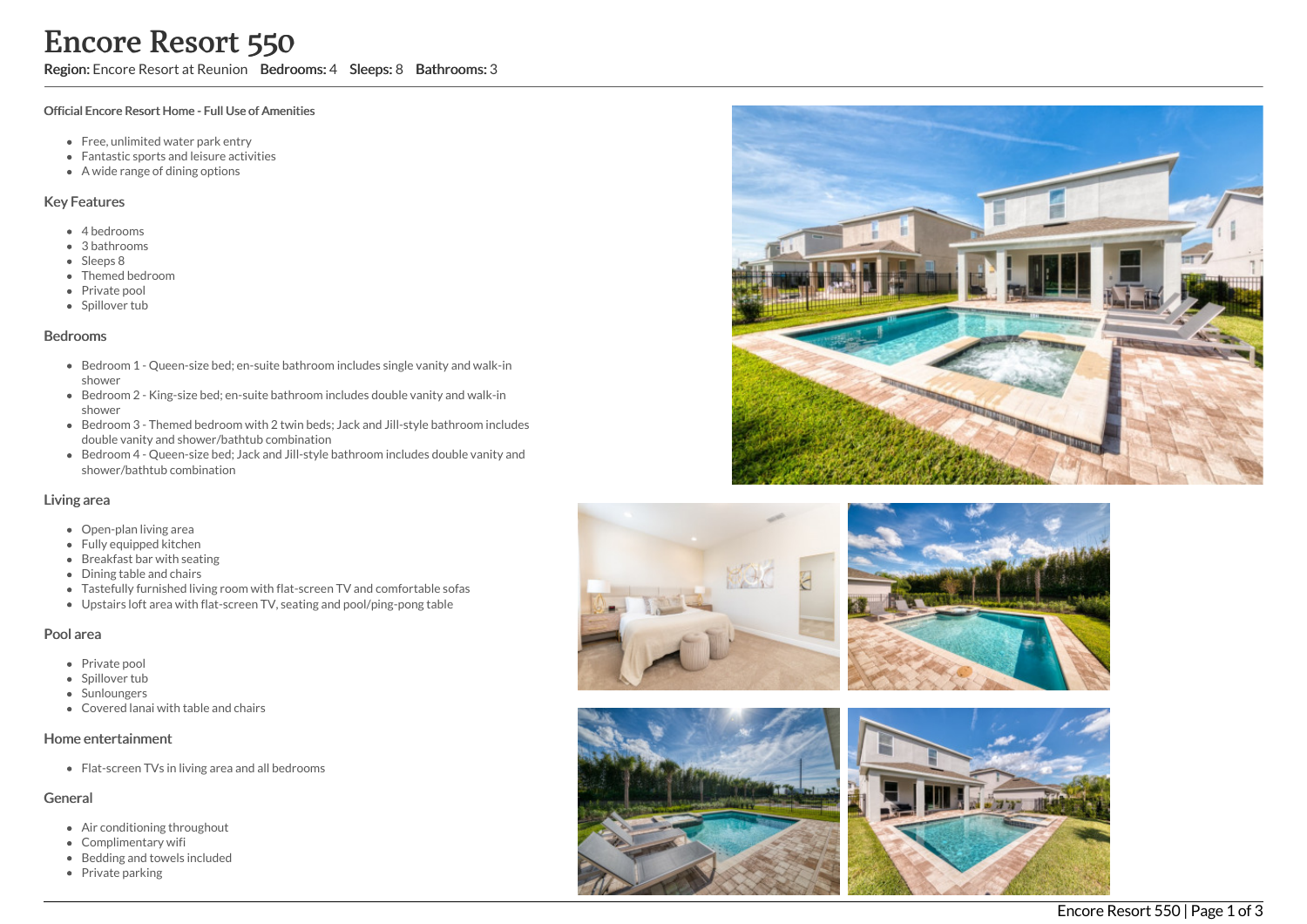# Encore Resort 550

**Region:** Encore Resort at Reunion **Bedrooms:** 4 **Sleeps:** 8 **Bathrooms:** 3

**Official Encore Resort Home - Full Use of Amenities**

- Free, unlimited water park entry
- Fantastic sports and leisure activities
- A wide range of dining options

## Key Features

- 4 bedrooms
- 3 bathrooms
- Sleeps 8
- Themed bedroom
- Private pool
- Spillover tub

## Bedrooms

- Bedroom 1 - Queen-size bed; en-suite bathroom includes single vanity and walk-in shower
- Bedroom 2 - King-size bed; en-suite bathroom includes double vanity and walk-in shower
- Bedroom 3 - Themed bedroom with 2 twin beds; Jack and Jill-style bathroom includes double vanity and shower/bathtub combination
- Bedroom 4 - Queen-size bed; Jack and Jill-style bathroom includes double vanity and shower/bathtub combination

## Living area

- Open-plan living area
- Fully equipped kitchen
- Breakfast bar with seating
- Dining table and chairs
- Tastefully furnished living room with flat-screen TV and comfortable sofas
- Upstairs loft area with flat-screen TV, seating and pool/ping-pong table

## Pool area

- Private pool
- Spillover tub
- Sunloungers
- Covered lanai with table and chairs

## Home entertainment

- Flat-screen TVs in living area and all bedrooms

## General

- Air conditioning throughout
- Complimentary wifi
- Bedding and towels included
- Private parking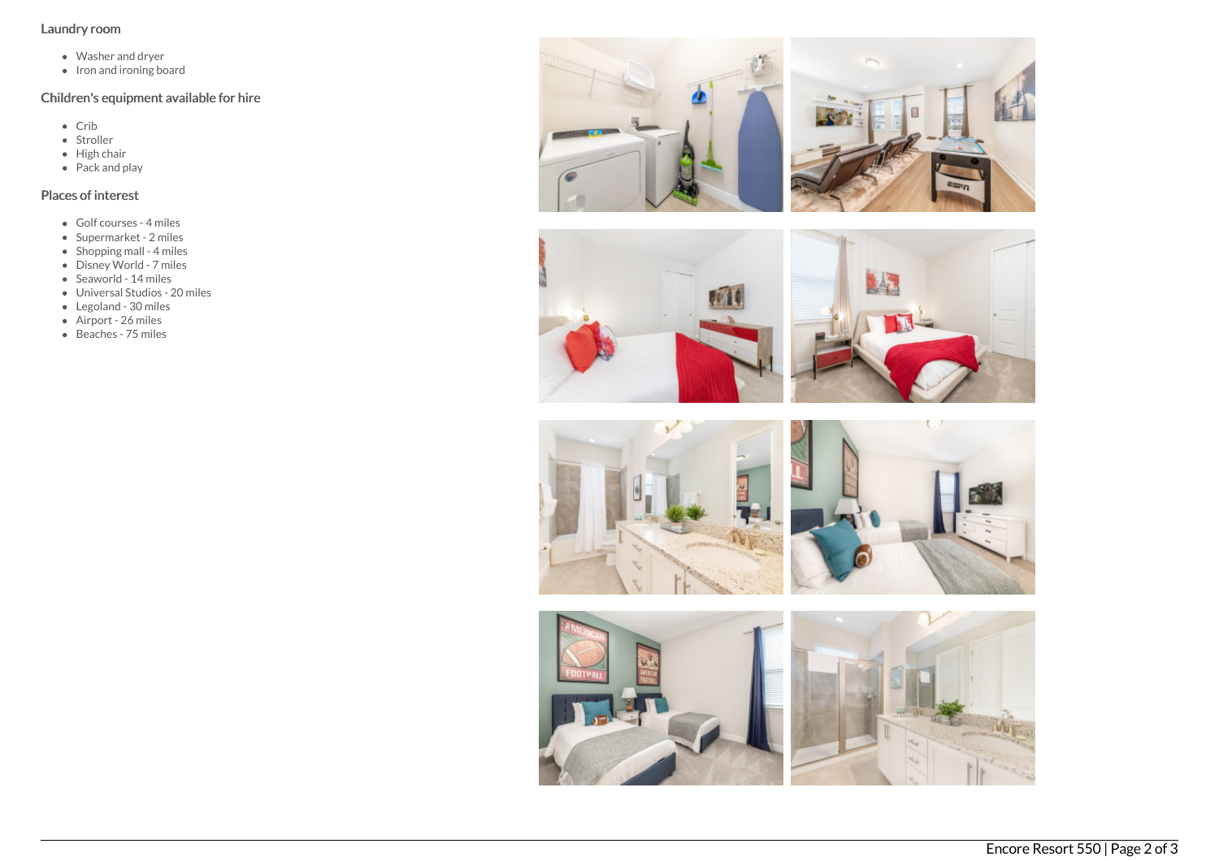### Laundry room

- Washer and dryer
- Iron and ironing board

### Children's equipment available for hire

- Crib
- Stroller
- High chair
- Pack and play

### Places of interest

- Golf courses - 4 miles
- Supermarket - 2 miles
- Shopping mall - 4 miles
- Disney World - 7 miles
- Seaworld - 14 miles
- Universal Studios - 20 miles
- Legoland - 30 miles
- Airport - 26 miles
- Beaches - 75 miles